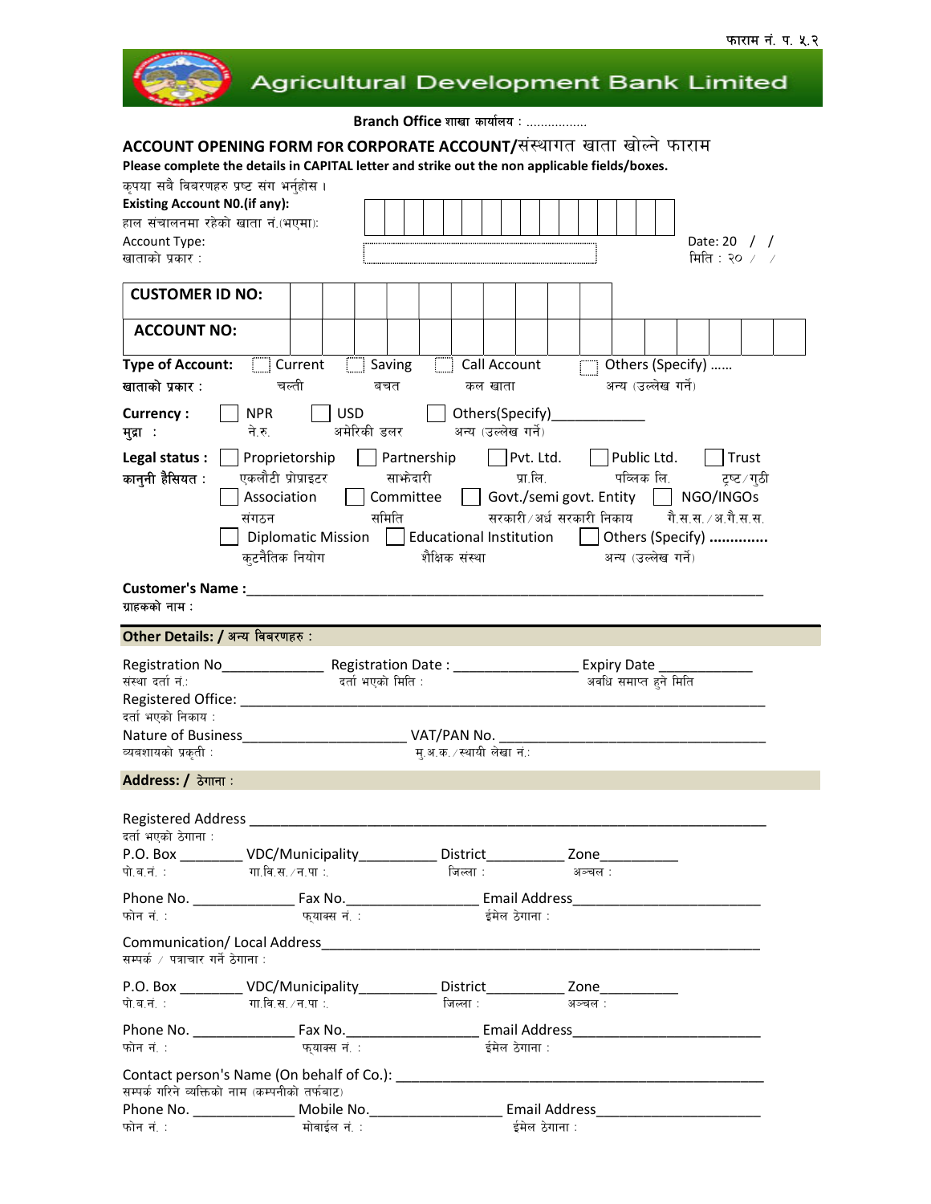फाराम नं. प. ५.२

# Agricultural Development Bank Limited

**Branch Office शाखा कार्यालय :** .................

## ACCOUNT OPENING FORM FOR CORPORATE ACCOUNT/संस्थागत खाता खोल्ने फाराम

**Please complete the details in CAPITAL letter and strike out the non applicable fields/boxes.**

कृपया सबै विवरणहरु प्रष्ट संग भर्नुहोस ।

**Existing Account N0.(if any):**
हाल संचालनमा रहेको खाता नं.(भएमा):

Account Type:
खाताको प्रकार :

Date: 20 / /
मिति : २० / /

| **CUSTOMER ID NO:** | | | | | | | | | | |
|---|---|---|---|---|---|---|---|---|---|---|
| **ACCOUNT NO:** | | | | | | | | | | |

**Type of Account:** ☐ Current ☐ Saving ☐ Call Account ☐ Others (Specify) ......
**खाताको प्रकार :** चल्ती बचत कल खाता अन्य (उल्लेख गर्ने)

**Currency :** ☐ NPR ☐ USD ☐ Others(Specify)____________
**मुद्रा :** ने.रु. अमेरिकी डलर अन्य (उल्लेख गर्ने)

**Legal status :** ☐ Proprietorship ☐ Partnership ☐ Pvt. Ltd. ☐ Public Ltd. ☐ Trust
**कानुनी हैसियत :** एकलौटी प्रोप्राइटर साझेदारी प्रा.लि. पब्लिक लि. ट्रष्ट/गुठी

☐ Association ☐ Committee ☐ Govt./semi govt. Entity ☐ NGO/INGOs
संगठन समिति सरकारी/अर्ध सरकारी निकाय गै.स.स./अ.गै.स.स.

☐ Diplomatic Mission ☐ Educational Institution ☐ Others (Specify) .............
कुटनैतिक नियोग शैक्षिक संस्था अन्य (उल्लेख गर्ने)

**Customer's Name :**______________________________________________________________
**ग्राहकको नाम :**

### Other Details: / अन्य विवरणहरु :

Registration No_____________ Registration Date : _______________ Expiry Date ____________
संस्था दर्ता नं.: दर्ता भएको मिति : अवधि समाप्त हुने मिति

Registered Office: ___________________________________________________________________
दर्ता भएको निकाय :

Nature of Business_____________________ VAT/PAN No. ___________________________________
व्यवशायको प्रकृती : मु.अ.क./स्थायी लेखा नं.:

### Address: / ठेगाना :

Registered Address _________________________________________________________________
दर्ता भएको ठेगाना :

P.O. Box ________ VDC/Municipality__________ District__________ Zone__________
पो.ब.नं. : गा.वि.स./न.पा :. जिल्ला : अञ्चल :

Phone No. _____________ Fax No.________________ Email Address________________________
फोन नं. : फ्याक्स नं. : ईमेल ठेगाना :

Communication/ Local Address_______________________________________________________
सम्पर्क / पत्राचार गर्ने ठेगाना :

P.O. Box ________ VDC/Municipality__________ District__________ Zone__________
पो.ब.नं. : गा.वि.स./न.पा :. जिल्ला : अञ्चल :

Phone No. _____________ Fax No.________________ Email Address________________________
फोन नं. : फ्याक्स नं. : ईमेल ठेगाना :

Contact person's Name (On behalf of Co.): _____________________________________________
सम्पर्क गरिने व्यक्तिको नाम (कम्पनीको तर्फबाट)

Phone No. _____________ Mobile No.________________ Email Address_____________________
फोन नं. : मोबाईल नं. : ईमेल ठेगाना :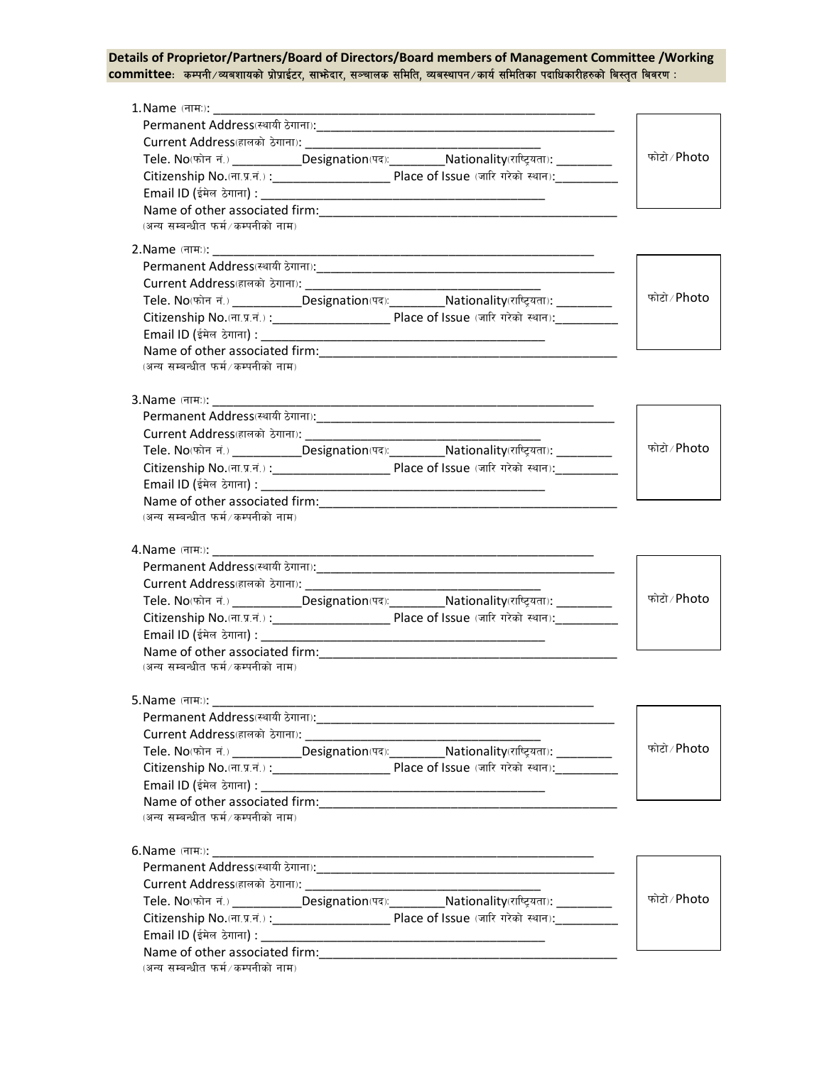**Details of Proprietor/Partners/Board of Directors/Board members of Management Committee /Working committee: कम्पनी/व्यबशायको प्रोप्राईटर, साझेदार, सञ्चालक समिति, व्यबस्थापन/कार्य समितिका पदाधिकारीहरुको बिस्तृत बिवरण :**

1. Name (नामः): ____________________________________________

   Permanent Address(स्थायी ठेगाना):____________________________________________

   Current Address(हालको ठेगाना): ______________________________

   Tele. No(फोन नं.) __________Designation(पद):________Nationality(राष्ट्रियता): ________

   Citizenship No.(ना.प्र.नं.) :_________________ Place of Issue (जारि गरेको स्थान):_________

   Email ID (ईमेल ठेगाना) : ______________________________________

   Name of other associated firm:____________________________________________
   (अन्य सम्बन्धीत फर्म/कम्पनीको नाम)

   फोटो/Photo

2. Name (नामः): ____________________________________________

   Permanent Address(स्थायी ठेगाना):____________________________________________

   Current Address(हालको ठेगाना): ______________________________

   Tele. No(फोन नं.) __________Designation(पद):________Nationality(राष्ट्रियता): ________

   Citizenship No.(ना.प्र.नं.) :_________________ Place of Issue (जारि गरेको स्थान):_________

   Email ID (ईमेल ठेगाना) : ______________________________________

   Name of other associated firm:____________________________________________
   (अन्य सम्बन्धीत फर्म/कम्पनीको नाम)

   फोटो/Photo

3. Name (नामः): ____________________________________________

   Permanent Address(स्थायी ठेगाना):____________________________________________

   Current Address(हालको ठेगाना): ______________________________

   Tele. No(फोन नं.) __________Designation(पद):________Nationality(राष्ट्रियता): ________

   Citizenship No.(ना.प्र.नं.) :_________________ Place of Issue (जारि गरेको स्थान):_________

   Email ID (ईमेल ठेगाना) : ______________________________________

   Name of other associated firm:____________________________________________
   (अन्य सम्बन्धीत फर्म/कम्पनीको नाम)

   फोटो/Photo

4. Name (नामः): ____________________________________________

   Permanent Address(स्थायी ठेगाना):____________________________________________

   Current Address(हालको ठेगाना): ______________________________

   Tele. No(फोन नं.) __________Designation(पद):________Nationality(राष्ट्रियता): ________

   Citizenship No.(ना.प्र.नं.) :_________________ Place of Issue (जारि गरेको स्थान):_________

   Email ID (ईमेल ठेगाना) : ______________________________________

   Name of other associated firm:____________________________________________
   (अन्य सम्बन्धीत फर्म/कम्पनीको नाम)

   फोटो/Photo

5. Name (नामः): ____________________________________________

   Permanent Address(स्थायी ठेगाना):____________________________________________

   Current Address(हालको ठेगाना): ______________________________

   Tele. No(फोन नं.) __________Designation(पद):________Nationality(राष्ट्रियता): ________

   Citizenship No.(ना.प्र.नं.) :_________________ Place of Issue (जारि गरेको स्थान):_________

   Email ID (ईमेल ठेगाना) : ______________________________________

   Name of other associated firm:____________________________________________
   (अन्य सम्बन्धीत फर्म/कम्पनीको नाम)

   फोटो/Photo

6. Name (नामः): ____________________________________________

   Permanent Address(स्थायी ठेगाना):____________________________________________

   Current Address(हालको ठेगाना): ______________________________

   Tele. No(फोन नं.) __________Designation(पद):________Nationality(राष्ट्रियता): ________

   Citizenship No.(ना.प्र.नं.) :_________________ Place of Issue (जारि गरेको स्थान):_________

   Email ID (ईमेल ठेगाना) : ______________________________________

   Name of other associated firm:____________________________________________
   (अन्य सम्बन्धीत फर्म/कम्पनीको नाम)

   फोटो/Photo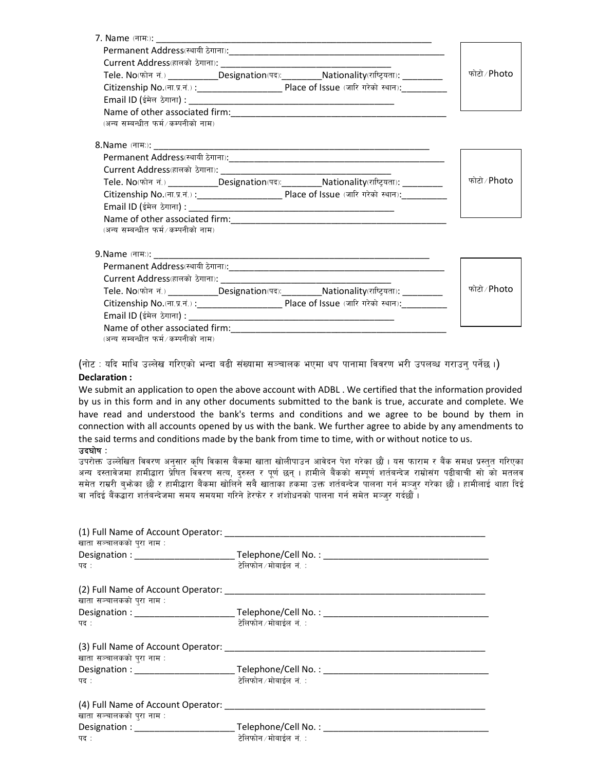7. Name (नाम:): ____________________________________________

Permanent Address(स्थायी ठेगाना):____________________________________________

Current Address(हालको ठेगाना): ____________________________________

Tele. No(फोन नं.) __________Designation(पद):________Nationality(राष्ट्रियता): ________

Citizenship No.(ना.प्र.नं.) :_________________ Place of Issue (जारि गरेको स्थान):_________

Email ID (ईमेल ठेगाना) : ____________________________________________

Name of other associated firm:____________________________________________

(अन्य सम्बन्धीत फर्म/कम्पनीको नाम)

फोटो/Photo

8.Name (नाम:): ____________________________________________

Permanent Address(स्थायी ठेगाना):____________________________________________

Current Address(हालको ठेगाना): ____________________________________

Tele. No(फोन नं.) __________Designation(पद):________Nationality(राष्ट्रियता): ________

Citizenship No.(ना.प्र.नं.) :_________________ Place of Issue (जारि गरेको स्थान):_________

Email ID (ईमेल ठेगाना) : ____________________________________________

Name of other associated firm:____________________________________________

(अन्य सम्बन्धीत फर्म/कम्पनीको नाम)

फोटो/Photo

9.Name (नाम:): ____________________________________________

Permanent Address(स्थायी ठेगाना):____________________________________________

Current Address(हालको ठेगाना): ____________________________________

Tele. No(फोन नं.) __________Designation(पद):________Nationality(राष्ट्रियता): ________

Citizenship No.(ना.प्र.नं.) :_________________ Place of Issue (जारि गरेको स्थान):_________

Email ID (ईमेल ठेगाना) : ____________________________________________

Name of other associated firm:____________________________________________

(अन्य सम्बन्धीत फर्म/कम्पनीको नाम)

फोटो/Photo

(नोट : यदि माथि उल्लेख गरिएको भन्दा बढी संख्यामा सञ्चालक भएमा थप पानामा विवरण भरी उपलब्ध गराउनु पर्नेछ ।)

**Declaration :**

We submit an application to open the above account with ADBL . We certified that the information provided by us in this form and in any other documents submitted to the bank is true, accurate and complete. We have read and understood the bank's terms and conditions and we agree to be bound by them in connection with all accounts opened by us with the bank. We further agree to abide by any amendments to the said terms and conditions made by the bank from time to time, with or without notice to us.

**उदघोष :**

उपरोक्त उल्लेखित विवरण अनुसार कृषि विकास बैंकमा खाता खोलीपाउन आवेदन पेश गरेका छौं । यस फाराम र बैंक समक्ष प्रस्तुत गरिएका अन्य दस्तावेजमा हामीद्वारा प्रेषित विवरण सत्य, दुरुस्त र पूर्ण छन् । हामीले बैंकको सम्पूर्ण शर्तबन्देज राम्रोसंग पढीवाची सो को मतलव समेत राम्ररी बुझेका छौं र हामीद्वारा बैंकमा खोलिने सबै खाताका हकमा उक्त शर्तबन्देज पालना गर्न मञ्जुर गरेका छौं । हामीलाई थाहा दिई वा नदिई बैंकद्वारा शर्तबन्देजमा समय समयमा गरिने हेरफेर र शंशोधनको पालना गर्न समेत मञ्जुर गर्दछौं ।

(1) Full Name of Account Operator: ____________________________________________

खाता सञ्चालकको पुरा नाम :

Designation : ____________________ Telephone/Cell No. : ________________________________

पद : टेलिफोन/मोबाईल नं. :

(2) Full Name of Account Operator: ____________________________________________

खाता सञ्चालकको पुरा नाम :

Designation : ____________________ Telephone/Cell No. : ________________________________

पद : टेलिफोन/मोबाईल नं. :

(3) Full Name of Account Operator: ____________________________________________

खाता सञ्चालकको पुरा नाम :

Designation : ____________________ Telephone/Cell No. : ________________________________

पद : टेलिफोन/मोबाईल नं. :

(4) Full Name of Account Operator: ____________________________________________

खाता सञ्चालकको पुरा नाम :

Designation : ____________________ Telephone/Cell No. : ________________________________

पद : टेलिफोन/मोबाईल नं. :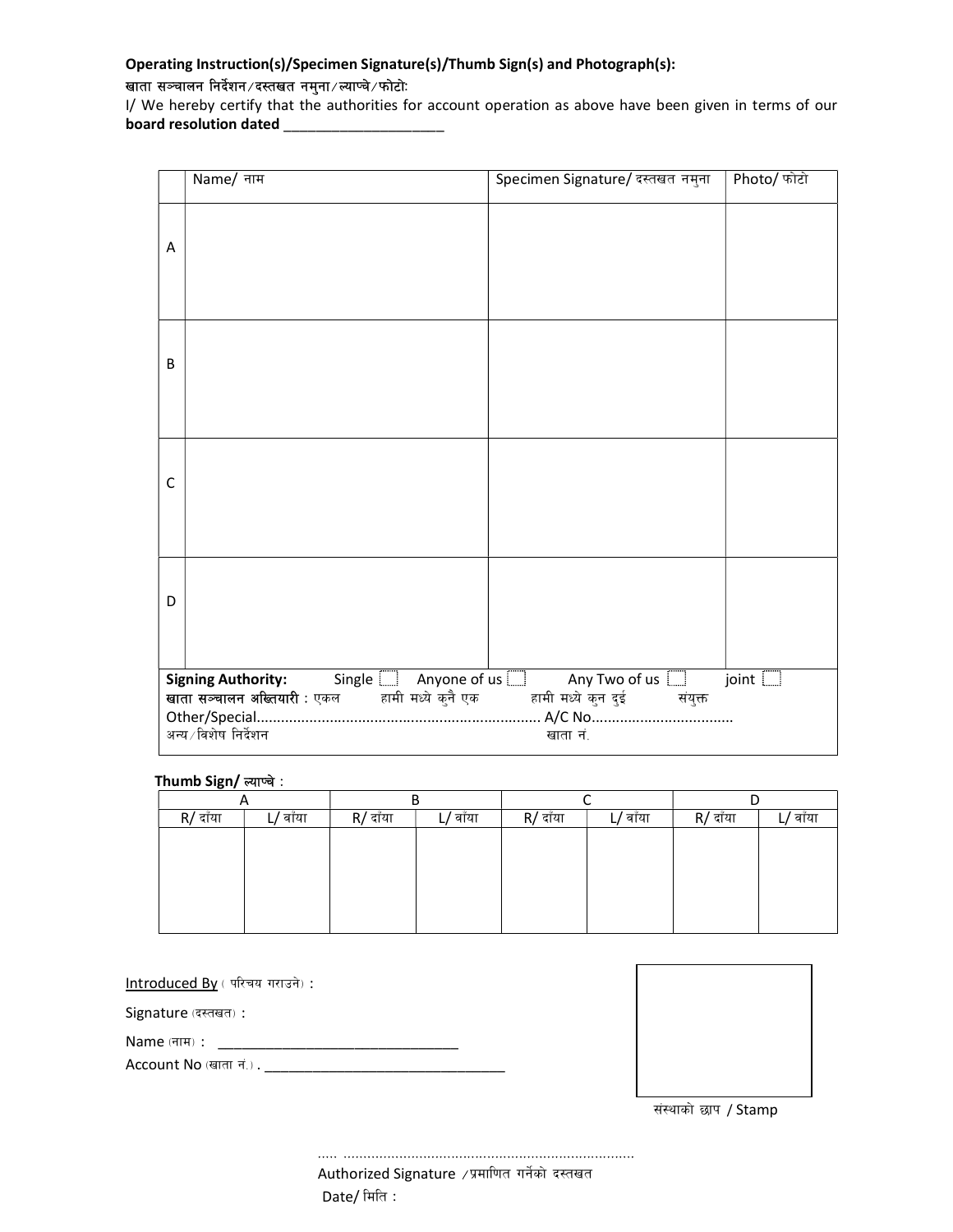**Operating Instruction(s)/Specimen Signature(s)/Thumb Sign(s) and Photograph(s):**

खाता सञ्चालन निर्देशन/दस्तखत नमुना/ल्याप्चे/फोटोः

I/ We hereby certify that the authorities for account operation as above have been given in terms of our **board resolution dated** ____________________

| | Name/ नाम | Specimen Signature/ दस्तखत नमुना | Photo/ फोटो |
|---|---|---|---|
| A | | | |
| B | | | |
| C | | | |
| D | | | |

**Signing Authority:** Single ☐ Anyone of us ☐ Any Two of us ☐ joint ☐

**खाता सञ्चालन अख्तियारी :** एकल हामी मध्ये कुनै एक हामी मध्ये कुन दुई संयुक्त

Other/Special...................................................................... A/C No..................................

अन्य/विशेष निर्देशन खाता नं.

**Thumb Sign/ ल्याप्चे :**

| A | | B | | C | | D | |
|---|---|---|---|---|---|---|---|
| R/ दाँया | L/ बाँया | R/ दाँया | L/ बाँया | R/ दाँया | L/ बाँया | R/ दाँया | L/ बाँया |
| | | | | | | | |

Introduced By ( परिचय गराउने) :

Signature (दस्तखत) :

Name (नाम) : ______________________________

Account No (खाता नं.) . ______________________________

संस्थाको छाप / Stamp

..... .........................................................................

Authorized Signature /प्रमाणित गर्नेको दस्तखत

Date/ मिति :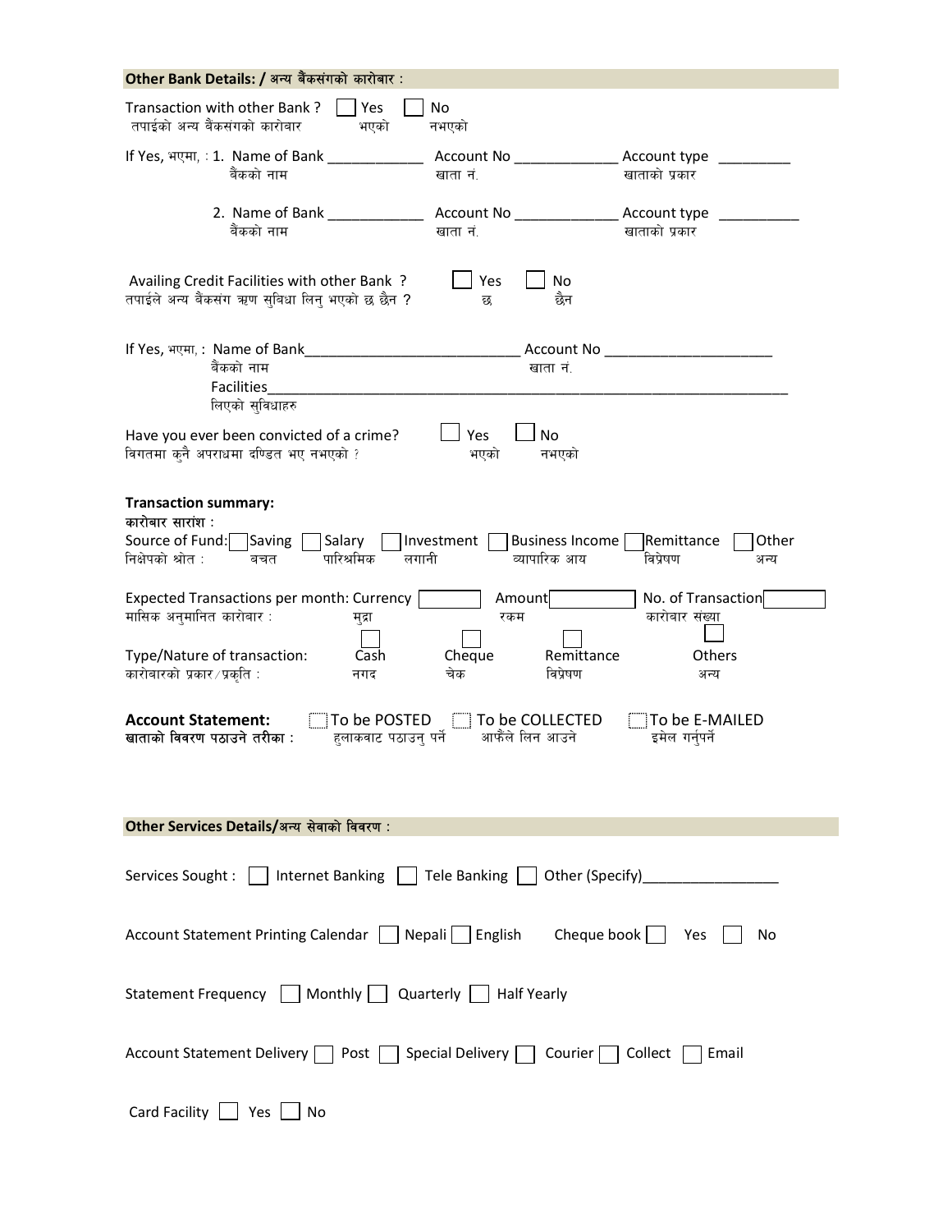## Other Bank Details: / अन्य बैंकसंगको कारोबार :

Transaction with other Bank ? ☐ Yes ☐ No
तपाईको अन्य बैंकसंगको कारोबार भएको नभएको

If Yes, भएमा, : 1. Name of Bank ____________ Account No _____________ Account type _________
बैंकको नाम खाता नं. खाताको प्रकार

2. Name of Bank ____________ Account No _____________ Account type __________
बैंकको नाम खाता नं. खाताको प्रकार

Availing Credit Facilities with other Bank ? ☐ Yes ☐ No
तपाईले अन्य बैंकसंग ऋण सुविधा लिनु भएको छ छैन ? छ छैन

If Yes, भएमा, : Name of Bank___________________________ Account No _____________________
बैंकको नाम खाता नं.
Facilities______________________________________________________________________
लिएको सुविधाहरु

Have you ever been convicted of a crime? ☐ Yes ☐ No
विगतमा कुनै अपराधमा दण्डित भए नभएको ? भएको नभएको

**Transaction summary:**
**कारोबार सारांश :**

Source of Fund: ☐ Saving ☐ Salary ☐ Investment ☐ Business Income ☐ Remittance ☐ Other
निक्षेपको श्रोत : बचत पारिश्रमिक लगानी व्यापारिक आय विप्रेषण अन्य

Expected Transactions per month: Currency ☐ Amount ☐ No. of Transaction ☐
मासिक अनुमानित कारोबार : मुद्रा रकम कारोबार संख्या

Type/Nature of transaction: ☐ Cash ☐ Cheque ☐ Remittance ☐ Others
कारोबारको प्रकार/प्रकृति : नगद चेक विप्रेषण अन्य

**Account Statement:** ☐ To be POSTED ☐ To be COLLECTED ☐ To be E-MAILED
**खाताको विवरण पठाउने तरीका :** हुलाकबाट पठाउनु पर्ने आफैंले लिन आउने इमेल गर्नुपर्ने

## Other Services Details/अन्य सेवाको विवरण :

Services Sought : ☐ Internet Banking ☐ Tele Banking ☐ Other (Specify)_________________

Account Statement Printing Calendar ☐ Nepali ☐ English Cheque book ☐ Yes ☐ No

Statement Frequency ☐ Monthly ☐ Quarterly ☐ Half Yearly

Account Statement Delivery ☐ Post ☐ Special Delivery ☐ Courier ☐ Collect ☐ Email

Card Facility ☐ Yes ☐ No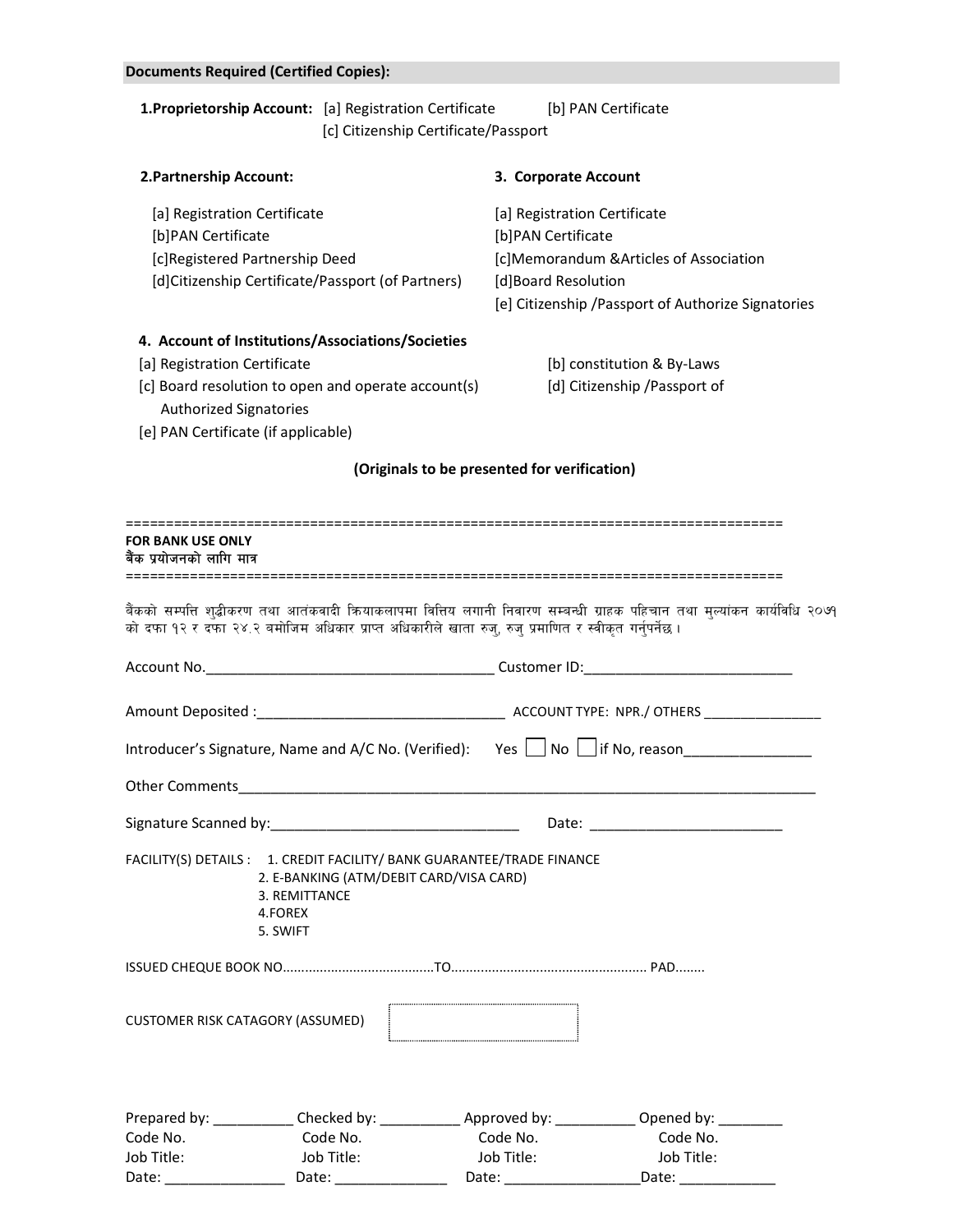**Documents Required (Certified Copies):**

**1.Proprietorship Account:** [a] Registration Certificate [b] PAN Certificate [c] Citizenship Certificate/Passport

**2.Partnership Account:**

[a] Registration Certificate
[b]PAN Certificate
[c]Registered Partnership Deed
[d]Citizenship Certificate/Passport (of Partners)

**3. Corporate Account**

[a] Registration Certificate
[b]PAN Certificate
[c]Memorandum &Articles of Association
[d]Board Resolution
[e] Citizenship /Passport of Authorize Signatories

**4. Account of Institutions/Associations/Societies**

[a] Registration Certificate
[b] constitution & By-Laws
[c] Board resolution to open and operate account(s)
[d] Citizenship /Passport of Authorized Signatories
[e] PAN Certificate (if applicable)

**(Originals to be presented for verification)**

================================================================================
**FOR BANK USE ONLY**
**बैंक प्रयोजनको लागि मात्र**
================================================================================

बैंकको सम्पत्ति शुद्धीकरण तथा आतंकवादी क्रियाकलापमा वित्तिय लगानी निवारण सम्बन्धी ग्राहक पहिचान तथा मुल्यांकन कार्यविधि २०७१ को दफा १२ र दफा २४.२ बमोजिम अधिकार प्राप्त अधिकारीले खाता रुजु, रुजु प्रमाणित र स्वीकृत गर्नुपर्नेछ ।

Account No.____________________________________ Customer ID:__________________________

Amount Deposited :_______________________________ ACCOUNT TYPE: NPR./ OTHERS _______________

Introducer's Signature, Name and A/C No. (Verified): Yes ☐ No ☐ if No, reason________________

Other Comments___________________________________________________________________________

Signature Scanned by:______________________________ Date: ________________________

FACILITY(S) DETAILS :
1. CREDIT FACILITY/ BANK GUARANTEE/TRADE FINANCE
2. E-BANKING (ATM/DEBIT CARD/VISA CARD)
3. REMITTANCE
4.FOREX
5. SWIFT

ISSUED CHEQUE BOOK NO.........................................TO.................................................... PAD........

CUSTOMER RISK CATAGORY (ASSUMED) ☐

| Prepared by: __________ | Checked by: __________ | Approved by: __________ | Opened by: ________ |
|---|---|---|---|
| Code No. | Code No. | Code No. | Code No. |
| Job Title: | Job Title: | Job Title: | Job Title: |
| Date: _______________ | Date: ______________ | Date: _________________ | Date: ____________ |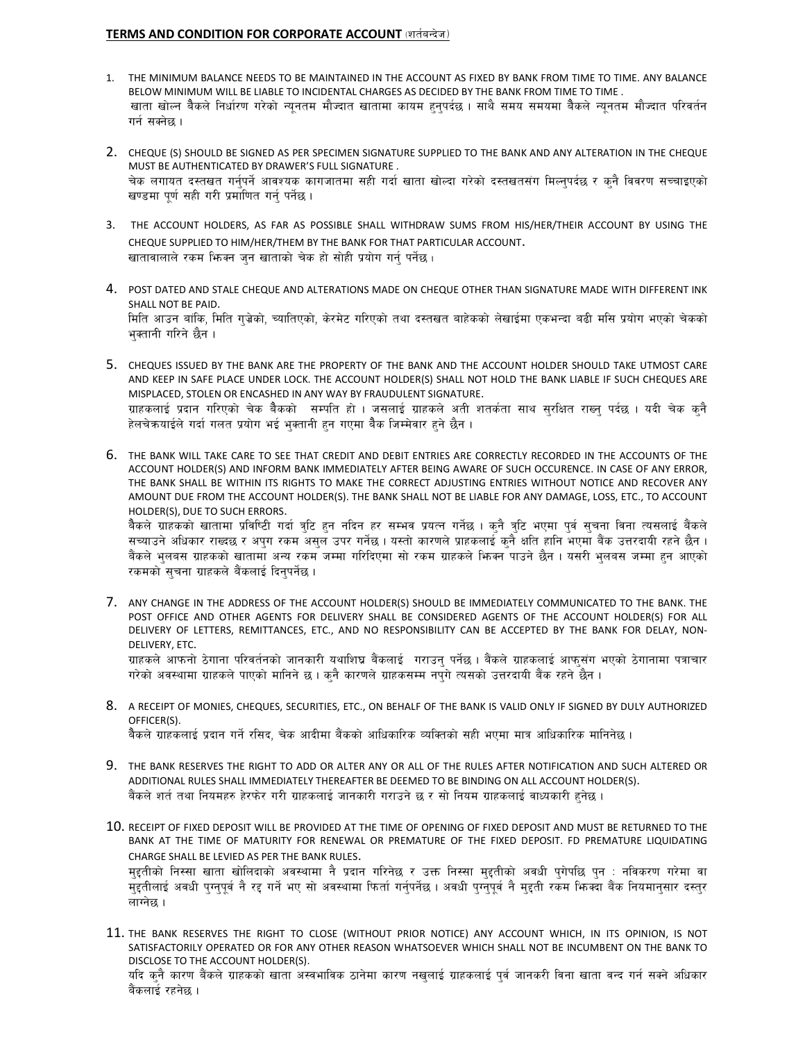## TERMS AND CONDITION FOR CORPORATE ACCOUNT (शर्तबन्देज)

1. THE MINIMUM BALANCE NEEDS TO BE MAINTAINED IN THE ACCOUNT AS FIXED BY BANK FROM TIME TO TIME. ANY BALANCE BELOW MINIMUM WILL BE LIABLE TO INCIDENTAL CHARGES AS DECIDED BY THE BANK FROM TIME TO TIME .
 खाता खोल्न बैंकले निर्धारण गरेको न्यूनतम मौज्दात खातामा कायम हुनुपर्दछ । साथै समय समयमा बैंकले न्यूनतम मौज्दात परिवर्तन गर्न सक्नेछ ।

2. CHEQUE (S) SHOULD BE SIGNED AS PER SPECIMEN SIGNATURE SUPPLIED TO THE BANK AND ANY ALTERATION IN THE CHEQUE MUST BE AUTHENTICATED BY DRAWER'S FULL SIGNATURE .
 चेक लगायत दस्तखत गर्नुपर्ने आवश्यक कागजातमा सही गर्दा खाता खोल्दा गरेको दस्तखतसंग मिल्नुपर्दछ र कुनै विवरण सच्चाइएको खण्डमा पूर्ण सही गरी प्रमाणित गर्नु पर्नेछ ।

3. THE ACCOUNT HOLDERS, AS FAR AS POSSIBLE SHALL WITHDRAW SUMS FROM HIS/HER/THEIR ACCOUNT BY USING THE CHEQUE SUPPLIED TO HIM/HER/THEM BY THE BANK FOR THAT PARTICULAR ACCOUNT.
 खातावालाले रकम झिक्न जुन खाताको चेक हो सोही प्रयोग गर्नु पर्नेछ ।

4. POST DATED AND STALE CHEQUE AND ALTERATIONS MADE ON CHEQUE OTHER THAN SIGNATURE MADE WITH DIFFERENT INK SHALL NOT BE PAID.
 मिति आउन बाँकि, मिति गुज्रेको, च्यातिएको, केरमेट गरिएको तथा दस्तखत बाहेकको लेखाईमा एकभन्दा बढी मसि प्रयोग भएको चेकको भुक्तानी गरिने छैन ।

5. CHEQUES ISSUED BY THE BANK ARE THE PROPERTY OF THE BANK AND THE ACCOUNT HOLDER SHOULD TAKE UTMOST CARE AND KEEP IN SAFE PLACE UNDER LOCK. THE ACCOUNT HOLDER(S) SHALL NOT HOLD THE BANK LIABLE IF SUCH CHEQUES ARE MISPLACED, STOLEN OR ENCASHED IN ANY WAY BY FRAUDULENT SIGNATURE.
 ग्राहकलाई प्रदान गरिएको चेक बैंकको सम्पति हो । जसलाई ग्राहकले अती शतर्कता साथ सुरक्षित राख्नु पर्दछ । यदी चेक कुनै हेलचेक्रयाईले गर्दा गलत प्रयोग भई भुक्तानी हुन गएमा बैंक जिम्मेवार हुने छैन ।

6. THE BANK WILL TAKE CARE TO SEE THAT CREDIT AND DEBIT ENTRIES ARE CORRECTLY RECORDED IN THE ACCOUNTS OF THE ACCOUNT HOLDER(S) AND INFORM BANK IMMEDIATELY AFTER BEING AWARE OF SUCH OCCURENCE. IN CASE OF ANY ERROR, THE BANK SHALL BE WITHIN ITS RIGHTS TO MAKE THE CORRECT ADJUSTING ENTRIES WITHOUT NOTICE AND RECOVER ANY AMOUNT DUE FROM THE ACCOUNT HOLDER(S). THE BANK SHALL NOT BE LIABLE FOR ANY DAMAGE, LOSS, ETC., TO ACCOUNT HOLDER(S), DUE TO SUCH ERRORS.
 बैंकले ग्राहकको खातामा प्रविष्टी गर्दा त्रुटि हुन नदिन हर सम्भव प्रयत्न गर्नेछ । कुनै त्रुटि भएमा पुर्व सुचना विना त्यसलाई बैंकले सच्याउने अधिकार राख्दछ र अपुग रकम असुल उपर गर्नेछ । यस्तो कारणले ग्राहकलाई कुनै क्षति हानि भएमा बैंक उत्तरदायी रहने छैन । बैंकले भुलबस ग्राहकको खातामा अन्य रकम जम्मा गरिदिएमा सो रकम ग्राहकले झिक्न पाउने छैन । यसरी भुलबस जम्मा हुन आएको रकमको सुचना ग्राहकले बैंकलाई दिनुपर्नेछ ।

7. ANY CHANGE IN THE ADDRESS OF THE ACCOUNT HOLDER(S) SHOULD BE IMMEDIATELY COMMUNICATED TO THE BANK. THE POST OFFICE AND OTHER AGENTS FOR DELIVERY SHALL BE CONSIDERED AGENTS OF THE ACCOUNT HOLDER(S) FOR ALL DELIVERY OF LETTERS, REMITTANCES, ETC., AND NO RESPONSIBILITY CAN BE ACCEPTED BY THE BANK FOR DELAY, NON-DELIVERY, ETC.
 ग्राहकले आफ्नो ठेगाना परिवर्तनको जानकारी यथाशिघ्र बैंकलाई गराउनु पर्नेछ । बैंकले ग्राहकलाई आफुसंग भएको ठेगानामा पत्राचार गरेको अवस्थामा ग्राहकले पाएको मानिने छ । कुनै कारणले ग्राहकसम्म नपुगे त्यसको उत्तरदायी बैंक रहने छैन ।

8. A RECEIPT OF MONIES, CHEQUES, SECURITIES, ETC., ON BEHALF OF THE BANK IS VALID ONLY IF SIGNED BY DULY AUTHORIZED OFFICER(S).
 बैंकले ग्राहकलाई प्रदान गर्ने रसिद, चेक आदीमा बैंकको आधिकारिक व्यक्तिको सही भएमा मात्र आधिकारिक मानिनेछ ।

9. THE BANK RESERVES THE RIGHT TO ADD OR ALTER ANY OR ALL OF THE RULES AFTER NOTIFICATION AND SUCH ALTERED OR ADDITIONAL RULES SHALL IMMEDIATELY THEREAFTER BE DEEMED TO BE BINDING ON ALL ACCOUNT HOLDER(S).
 बैंकले शर्त तथा नियमहरु हेरफेर गरी ग्राहकलाई जानकारी गराउने छ र सो नियम ग्राहकलाई बाध्यकारी हुनेछ ।

10. RECEIPT OF FIXED DEPOSIT WILL BE PROVIDED AT THE TIME OF OPENING OF FIXED DEPOSIT AND MUST BE RETURNED TO THE BANK AT THE TIME OF MATURITY FOR RENEWAL OR PREMATURE OF THE FIXED DEPOSIT. FD PREMATURE LIQUIDATING CHARGE SHALL BE LEVIED AS PER THE BANK RULES.
 मुद्दतीको निस्सा खाता खोलिदाको अवस्थामा नै प्रदान गरिनेछ र उक्त निस्सा मुद्दतीको अवधी पुगेपछि पुन : नविकरण गरेमा वा मुद्दतीलाई अवधी पुग्नुपूर्व नै रद्द गर्ने भए सो अवस्थामा फिर्ता गर्नुपर्नेछ । अवधी पुग्नुपूर्व नै मुद्दती रकम झिक्दा बैंक नियमानुसार दस्तुर लाग्नेछ ।

11. THE BANK RESERVES THE RIGHT TO CLOSE (WITHOUT PRIOR NOTICE) ANY ACCOUNT WHICH, IN ITS OPINION, IS NOT SATISFACTORILY OPERATED OR FOR ANY OTHER REASON WHATSOEVER WHICH SHALL NOT BE INCUMBENT ON THE BANK TO DISCLOSE TO THE ACCOUNT HOLDER(S).
 यदि कुनै कारण बैंकले ग्राहकको खाता अस्वभाविक ठानेमा कारण नखुलाई ग्राहकलाई पुर्व जानकरी विना खाता बन्द गर्न सक्ने अधिकार बैंकलाई रहनेछ ।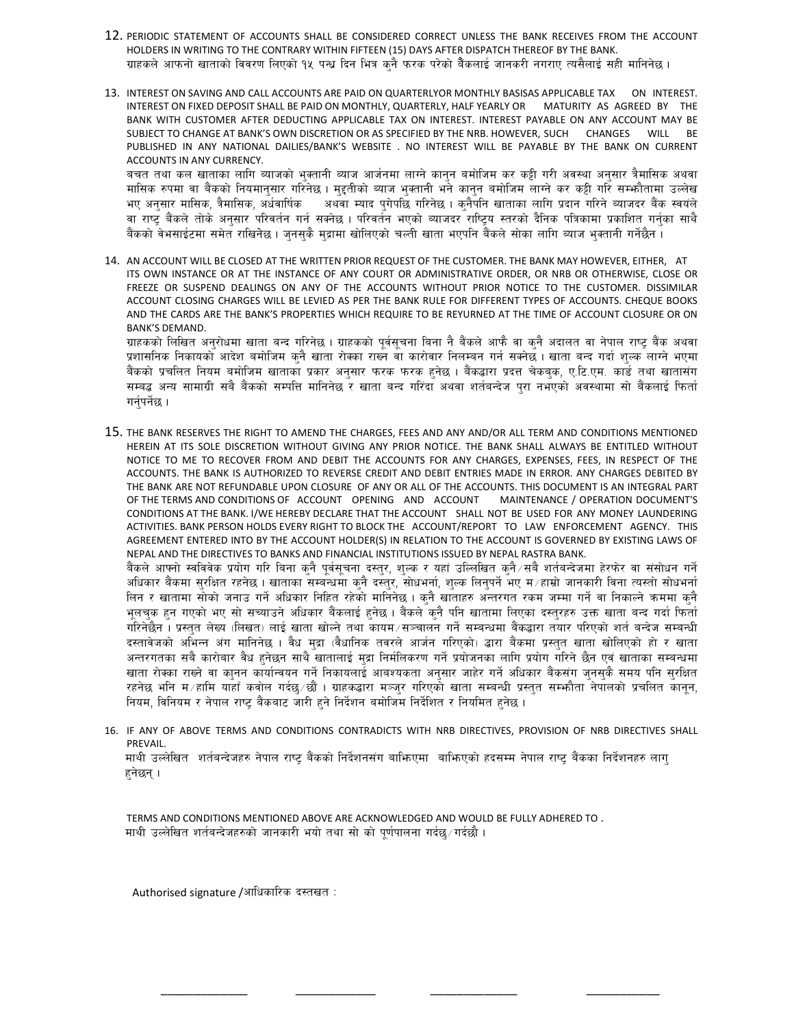12. PERIODIC STATEMENT OF ACCOUNTS SHALL BE CONSIDERED CORRECT UNLESS THE BANK RECEIVES FROM THE ACCOUNT HOLDERS IN WRITING TO THE CONTRARY WITHIN FIFTEEN (15) DAYS AFTER DISPATCH THEREOF BY THE BANK.
ग्राहकले आफ्नो खाताको विवरण लिएको १५ पन्ध्र दिन भित्र कुनै फरक परेको बैंकलाई जानकारी नगराए त्यसैलाई सही मानिनेछ ।

13. INTEREST ON SAVING AND CALL ACCOUNTS ARE PAID ON QUARTERLYOR MONTHLY BASISAS APPLICABLE TAX ON INTEREST. INTEREST ON FIXED DEPOSIT SHALL BE PAID ON MONTHLY, QUARTERLY, HALF YEARLY OR MATURITY AS AGREED BY THE BANK WITH CUSTOMER AFTER DEDUCTING APPLICABLE TAX ON INTEREST. INTEREST PAYABLE ON ANY ACCOUNT MAY BE SUBJECT TO CHANGE AT BANK'S OWN DISCRETION OR AS SPECIFIED BY THE NRB. HOWEVER, SUCH CHANGES WILL BE PUBLISHED IN ANY NATIONAL DAILIES/BANK'S WEBSITE . NO INTEREST WILL BE PAYABLE BY THE BANK ON CURRENT ACCOUNTS IN ANY CURRENCY.
बचत तथा कल खाताका लागि ब्याजको भुक्तानी ब्याज आर्जनमा लाग्ने कानुन बमोजिम कर कट्टी गरी अवस्था अनुसार त्रैमासिक अथवा मासिक रुपमा वा बैंकको नियमानुसार गरिनेछ । मुद्दतीको ब्याज भुक्तानी भने कानुन बमोजिम लाग्ने कर कट्टी गरि सम्झौतामा उल्लेख भए अनुसार मासिक, त्रैमासिक, अर्धवार्षिक अथवा म्याद पुगेपछि गरिनेछ । कुनैपनि खाताका लागि प्रदान गरिने ब्याजदर बैंक स्वयंले वा राष्ट्र बैंकले तोके अनुसार परिवर्तन गर्न सक्नेछ । परिवर्तन भएको ब्याजदर राष्ट्रिय स्तरको दैनिक पत्रिकामा प्रकाशित गर्नुका साथै बैंकको वेभसाईटमा समेत राखिनेछ । जुनसुकै मुद्रामा खोलिएको चल्ती खाता भएपनि बैंकले सोका लागि ब्याज भुक्तानी गर्नेछैन ।

14. AN ACCOUNT WILL BE CLOSED AT THE WRITTEN PRIOR REQUEST OF THE CUSTOMER. THE BANK MAY HOWEVER, EITHER, AT ITS OWN INSTANCE OR AT THE INSTANCE OF ANY COURT OR ADMINISTRATIVE ORDER, OR NRB OR OTHERWISE, CLOSE OR FREEZE OR SUSPEND DEALINGS ON ANY OF THE ACCOUNTS WITHOUT PRIOR NOTICE TO THE CUSTOMER. DISSIMILAR ACCOUNT CLOSING CHARGES WILL BE LEVIED AS PER THE BANK RULE FOR DIFFERENT TYPES OF ACCOUNTS. CHEQUE BOOKS AND THE CARDS ARE THE BANK'S PROPERTIES WHICH REQUIRE TO BE REYURNED AT THE TIME OF ACCOUNT CLOSURE OR ON BANK'S DEMAND.
ग्राहकको लिखित अनुरोधमा खाता बन्द गरिनेछ । ग्राहकको पूर्वसूचना बिना नै बैंकले आफैं वा कुनै अदालत वा नेपाल राष्ट्र बैंक अथवा प्रशासनिक निकायको आदेश बमोजिम कुनै खाता रोक्का राख्न वा कारोवार निलम्बन गर्न सक्नेछ । खाता बन्द गर्दा शुल्क लाग्ने भएमा बैंकको प्रचलित नियम बमोजिम खाताका प्रकार अनुसार फरक फरक हुनेछ । बैंकद्वारा प्रदत्त चेकबुक, ए.टि.एम. कार्ड तथा खातासंग सम्बद्ध अन्य सामाग्री सबै बैंकको सम्पत्ति मानिनेछ र खाता बन्द गरिंदा अथवा शर्तबन्देज पुरा नभएको अवस्थामा सो बैंकलाई फिर्ता गर्नुपर्नेछ ।

15. THE BANK RESERVES THE RIGHT TO AMEND THE CHARGES, FEES AND ANY AND/OR ALL TERM AND CONDITIONS MENTIONED HEREIN AT ITS SOLE DISCRETION WITHOUT GIVING ANY PRIOR NOTICE. THE BANK SHALL ALWAYS BE ENTITLED WITHOUT NOTICE TO ME TO RECOVER FROM AND DEBIT THE ACCOUNTS FOR ANY CHARGES, EXPENSES, FEES, IN RESPECT OF THE ACCOUNTS. THE BANK IS AUTHORIZED TO REVERSE CREDIT AND DEBIT ENTRIES MADE IN ERROR. ANY CHARGES DEBITED BY THE BANK ARE NOT REFUNDABLE UPON CLOSURE OF ANY OR ALL OF THE ACCOUNTS. THIS DOCUMENT IS AN INTEGRAL PART OF THE TERMS AND CONDITIONS OF ACCOUNT OPENING AND ACCOUNT MAINTENANCE / OPERATION DOCUMENT'S CONDITIONS AT THE BANK. I/WE HEREBY DECLARE THAT THE ACCOUNT SHALL NOT BE USED FOR ANY MONEY LAUNDERING ACTIVITIES. BANK PERSON HOLDS EVERY RIGHT TO BLOCK THE ACCOUNT/REPORT TO LAW ENFORCEMENT AGENCY. THIS AGREEMENT ENTERED INTO BY THE ACCOUNT HOLDER(S) IN RELATION TO THE ACCOUNT IS GOVERNED BY EXISTING LAWS OF NEPAL AND THE DIRECTIVES TO BANKS AND FINANCIAL INSTITUTIONS ISSUED BY NEPAL RASTRA BANK.
बैंकले आफ्नो स्वविवेक प्रयोग गरि बिना कुनै पूर्वसूचना दस्तुर, शुल्क र यहां उल्लिखित कुनै/सबै शर्तबन्देजमा हेरफेर वा संसोधन गर्ने अधिकार बैंकमा सुरक्षित रहनेछ । खाताका सम्बन्धमा कुनै दस्तुर, सोधभर्ना, शुल्क लिनुपर्ने भए म/हाम्रो जानकारी विना त्यस्तो सोधभर्ना लिन र खातामा सोको जनाउ गर्ने अधिकार निहित रहेको मानिनेछ । कुनै खाताहरु अन्तरगत रकम जम्मा गर्ने वा निकाल्ने क्रममा कुनै भूलचुक हुन गएको भए सो सच्याउने अधिकार बैंकलाई हुनेछ । बैंकले कुनै पनि खातामा लिएका दस्तुरहरु उक्त खाता बन्द गर्दा फिर्ता गरिनेछैन । प्रस्तुत लेख्य (लिखत) लाई खाता खोल्ने तथा कायम/सञ्चालन गर्ने सम्बन्धमा बैंकद्वारा तयार परिएको शर्त बन्देज सम्बन्धी दस्तावेजको अभिन्न अंग मानिनेछ । वैध मुद्रा (वैधानिक तवरले आर्जन गरिएको) द्वारा बैंकमा प्रस्तुत खाता खोलिएको हो र खाता अन्तरगतका सबै कारोबार वैध हुनेछन साथै खातालाई मुद्रा निर्मलिकरण गर्ने प्रयोजनका लागि प्रयोग गरिने छैन एवं खाताका सम्बन्धमा खाता रोक्का राख्ने वा कानुन कार्यान्वयन गर्ने निकायलाई आवश्यकता अनुसार जाहेर गर्ने अधिकार बैंकसंग जुनसुकै समय पनि सुरक्षित रहनेछ भनि म/हामि यहाँ कबोल गर्दछु/छौ । ग्राहकद्वारा मञ्जुर गरिएको खाता सम्बन्धी प्रस्तुत सम्झौता नेपालको प्रचलित कानून, नियम, विनियम र नेपाल राष्ट्र बैंकबाट जारी हुने निर्देशन बमोजिम निर्देशित र नियमित हुनेछ ।

16. IF ANY OF ABOVE TERMS AND CONDITIONS CONTRADICTS WITH NRB DIRECTIVES, PROVISION OF NRB DIRECTIVES SHALL PREVAIL.
माथी उल्लेखित शर्तबन्देजहरु नेपाल राष्ट्र बैंकको निर्देशनसंग बाझिएमा बाझिएको हदसम्म नेपाल राष्ट्र बैंकका निर्देशनहरु लागु हुनेछन् ।

TERMS AND CONDITIONS MENTIONED ABOVE ARE ACKNOWLEDGED AND WOULD BE FULLY ADHERED TO .
माथी उल्लेखित शर्तबन्देजहरुको जानकारी भयो तथा सो को पूर्णपालना गर्दछु/गर्दछौ ।

Authorised signature /आधिकारिक दस्तखत :

_______________ _______________ _______________ _______________